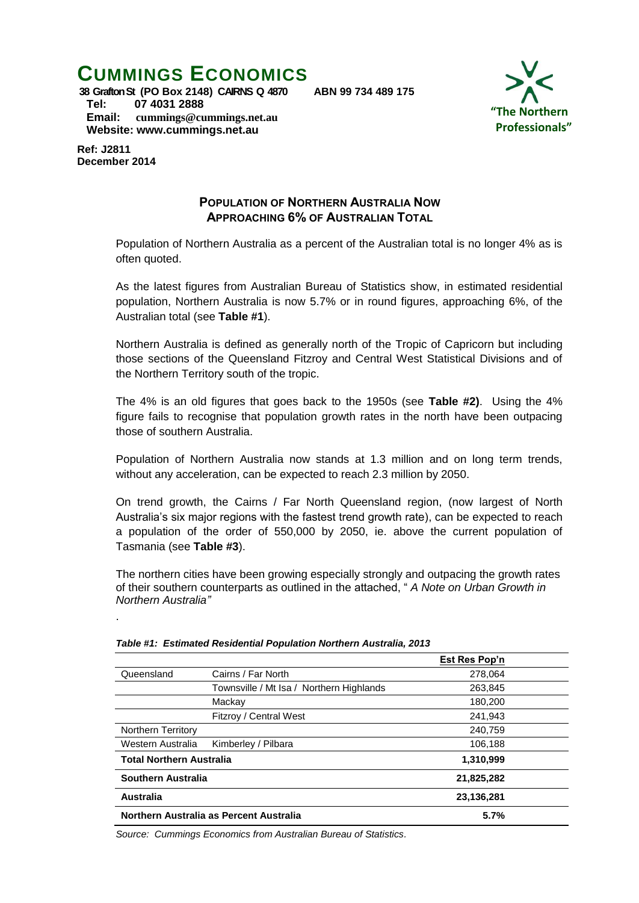# CUMMINGS ECONOMICS

**38 Grafton St (PO Box 2148) CAIRNS Q 4870 ABN 99 734 489 175**
**Tel: 07 4031 2888**
**Email: cummings@cummings.net.au**
**Website: www.cummings.net.au**

"The Northern Professionals"

**Ref: J2811**
**December 2014**

## POPULATION OF NORTHERN AUSTRALIA NOW APPROACHING 6% OF AUSTRALIAN TOTAL

Population of Northern Australia as a percent of the Australian total is no longer 4% as is often quoted.

As the latest figures from Australian Bureau of Statistics show, in estimated residential population, Northern Australia is now 5.7% or in round figures, approaching 6%, of the Australian total (see **Table #1**).

Northern Australia is defined as generally north of the Tropic of Capricorn but including those sections of the Queensland Fitzroy and Central West Statistical Divisions and of the Northern Territory south of the tropic.

The 4% is an old figures that goes back to the 1950s (see **Table #2)**. Using the 4% figure fails to recognise that population growth rates in the north have been outpacing those of southern Australia.

Population of Northern Australia now stands at 1.3 million and on long term trends, without any acceleration, can be expected to reach 2.3 million by 2050.

On trend growth, the Cairns / Far North Queensland region, (now largest of North Australia's six major regions with the fastest trend growth rate), can be expected to reach a population of the order of 550,000 by 2050, ie. above the current population of Tasmania (see **Table #3**).

The northern cities have been growing especially strongly and outpacing the growth rates of their southern counterparts as outlined in the attached, " *A Note on Urban Growth in Northern Australia"*

.

***Table #1: Estimated Residential Population Northern Australia, 2013***

| | | **Est Res Pop'n** |
|---|---|---|
| Queensland | Cairns / Far North | 278,064 |
| | Townsville / Mt Isa / Northern Highlands | 263,845 |
| | Mackay | 180,200 |
| | Fitzroy / Central West | 241,943 |
| Northern Territory | | 240,759 |
| Western Australia | Kimberley / Pilbara | 106,188 |
| **Total Northern Australia** | | **1,310,999** |
| **Southern Australia** | | **21,825,282** |
| **Australia** | | **23,136,281** |
| **Northern Australia as Percent Australia** | | **5.7%** |

*Source: Cummings Economics from Australian Bureau of Statistics.*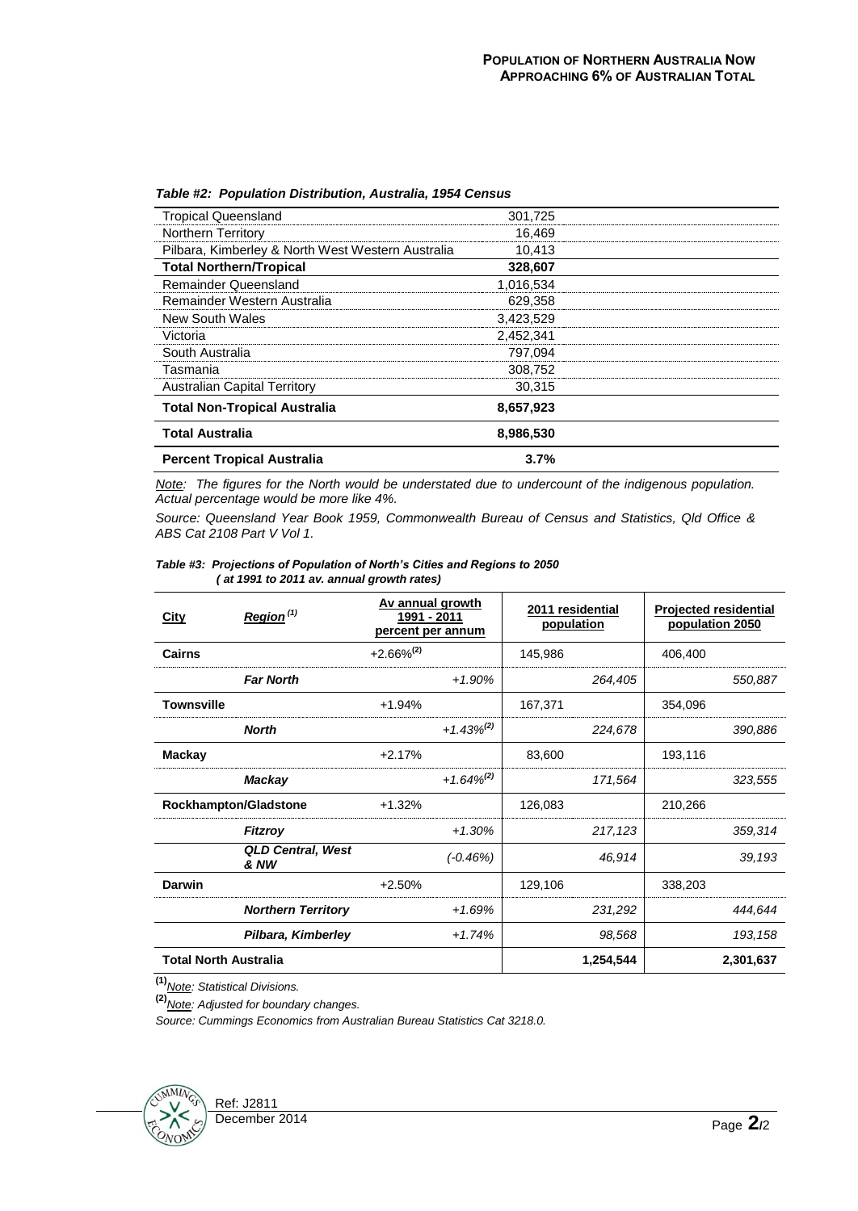***Table #2: Population Distribution, Australia, 1954 Census***

| | |
|---|---|
| Tropical Queensland | 301,725 |
| Northern Territory | 16,469 |
| Pilbara, Kimberley & North West Western Australia | 10,413 |
| **Total Northern/Tropical** | **328,607** |
| Remainder Queensland | 1,016,534 |
| Remainder Western Australia | 629,358 |
| New South Wales | 3,423,529 |
| Victoria | 2,452,341 |
| South Australia | 797,094 |
| Tasmania | 308,752 |
| Australian Capital Territory | 30,315 |
| **Total Non-Tropical Australia** | **8,657,923** |
| **Total Australia** | **8,986,530** |
| **Percent Tropical Australia** | **3.7%** |

*Note: The figures for the North would be understated due to undercount of the indigenous population. Actual percentage would be more like 4%.*

*Source: Queensland Year Book 1959, Commonwealth Bureau of Census and Statistics, Qld Office & ABS Cat 2108 Part V Vol 1.*

***Table #3: Projections of Population of North's Cities and Regions to 2050 ( at 1991 to 2011 av. annual growth rates)***

| City | Region [(1)] | Av annual growth 1991 - 2011 percent per annum | 2011 residential population | Projected residential population 2050 |
|---|---|---|---|---|
| **Cairns** | | +2.66%[(2)] | 145,986 | 406,400 |
| | ***Far North*** | *+1.90%* | *264,405* | *550,887* |
| **Townsville** | | +1.94% | 167,371 | 354,096 |
| | ***North*** | *+1.43%*[(2)] | *224,678* | *390,886* |
| **Mackay** | | +2.17% | 83,600 | 193,116 |
| | ***Mackay*** | *+1.64%*[(2)] | *171,564* | *323,555* |
| **Rockhampton/Gladstone** | | +1.32% | 126,083 | 210,266 |
| | ***Fitzroy*** | *+1.30%* | *217,123* | *359,314* |
| | ***QLD Central, West & NW*** | *(-0.46%)* | *46,914* | *39,193* |
| **Darwin** | | +2.50% | 129,106 | 338,203 |
| | ***Northern Territory*** | *+1.69%* | *231,292* | *444,644* |
| | ***Pilbara, Kimberley*** | *+1.74%* | *98,568* | *193,158* |
| **Total North Australia** | | | **1,254,544** | **2,301,637** |

**[(1)]** *Note: Statistical Divisions.*

**[(2)]** *Note: Adjusted for boundary changes.*

*Source: Cummings Economics from Australian Bureau Statistics Cat 3218.0.*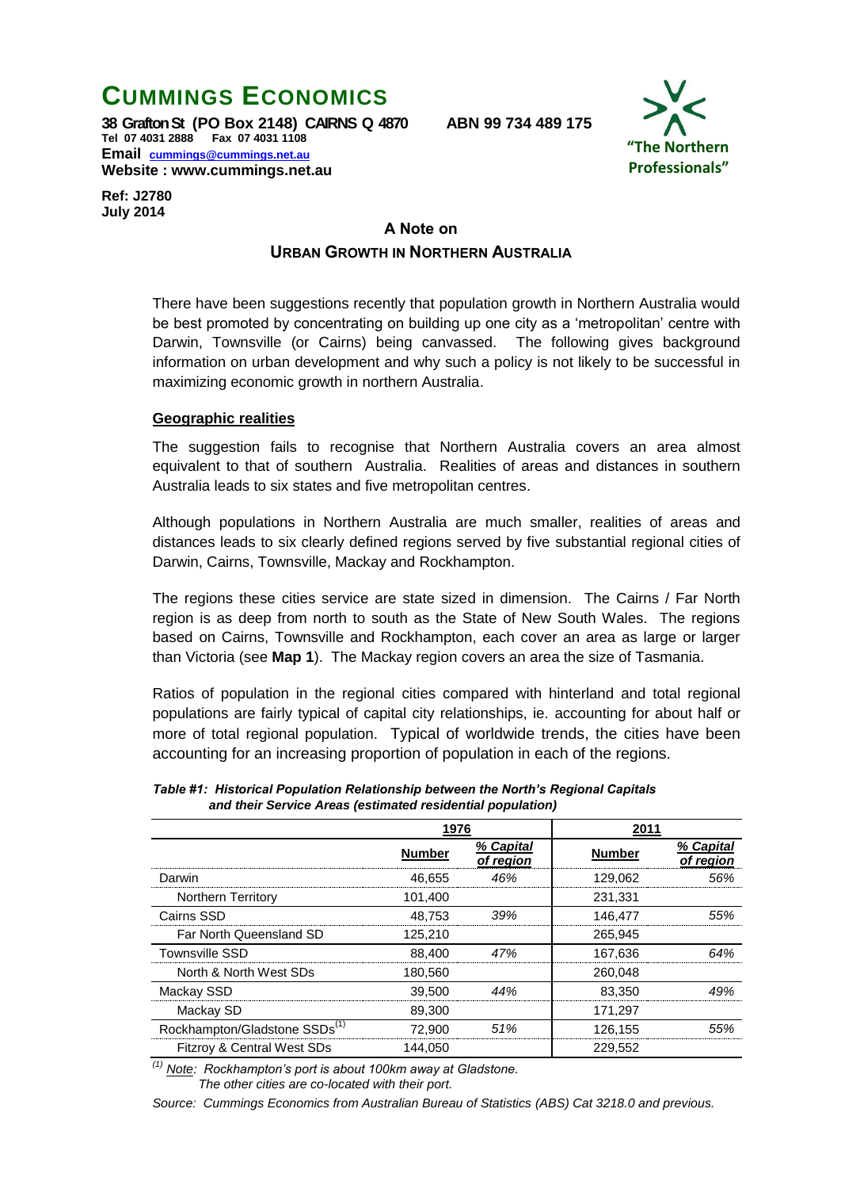# CUMMINGS ECONOMICS

**38 Grafton St (PO Box 2148) CAIRNS Q 4870 ABN 99 734 489 175**
**Tel 07 4031 2888 Fax 07 4031 1108**
**Email cummings@cummings.net.au**
**Website : www.cummings.net.au**

"The Northern Professionals"

**Ref: J2780**
**July 2014**

## A Note on
## URBAN GROWTH IN NORTHERN AUSTRALIA

There have been suggestions recently that population growth in Northern Australia would be best promoted by concentrating on building up one city as a 'metropolitan' centre with Darwin, Townsville (or Cairns) being canvassed. The following gives background information on urban development and why such a policy is not likely to be successful in maximizing economic growth in northern Australia.

### Geographic realities

The suggestion fails to recognise that Northern Australia covers an area almost equivalent to that of southern Australia. Realities of areas and distances in southern Australia leads to six states and five metropolitan centres.

Although populations in Northern Australia are much smaller, realities of areas and distances leads to six clearly defined regions served by five substantial regional cities of Darwin, Cairns, Townsville, Mackay and Rockhampton.

The regions these cities service are state sized in dimension. The Cairns / Far North region is as deep from north to south as the State of New South Wales. The regions based on Cairns, Townsville and Rockhampton, each cover an area as large or larger than Victoria (see **Map 1**). The Mackay region covers an area the size of Tasmania.

Ratios of population in the regional cities compared with hinterland and total regional populations are fairly typical of capital city relationships, ie. accounting for about half or more of total regional population. Typical of worldwide trends, the cities have been accounting for an increasing proportion of population in each of the regions.

***Table #1: Historical Population Relationship between the North's Regional Capitals and their Service Areas (estimated residential population)***

| | 1976 | | 2011 | |
|---|---|---|---|---|
| | **Number** | *% Capital of region* | **Number** | *% Capital of region* |
| Darwin | 46,655 | *46%* | 129,062 | *56%* |
| Northern Territory | 101,400 | | 231,331 | |
| Cairns SSD | 48,753 | *39%* | 146,477 | *55%* |
| Far North Queensland SD | 125,210 | | 265,945 | |
| Townsville SSD | 88,400 | *47%* | 167,636 | *64%* |
| North & North West SDs | 180,560 | | 260,048 | |
| Mackay SSD | 39,500 | *44%* | 83,350 | *49%* |
| Mackay SD | 89,300 | | 171,297 | |
| Rockhampton/Gladstone SSDs[(1)] | 72,900 | *51%* | 126,155 | *55%* |
| Fitzroy & Central West SDs | 144,050 | | 229,552 | |

*[(1)] Note: Rockhampton's port is about 100km away at Gladstone. The other cities are co-located with their port.*

*Source: Cummings Economics from Australian Bureau of Statistics (ABS) Cat 3218.0 and previous.*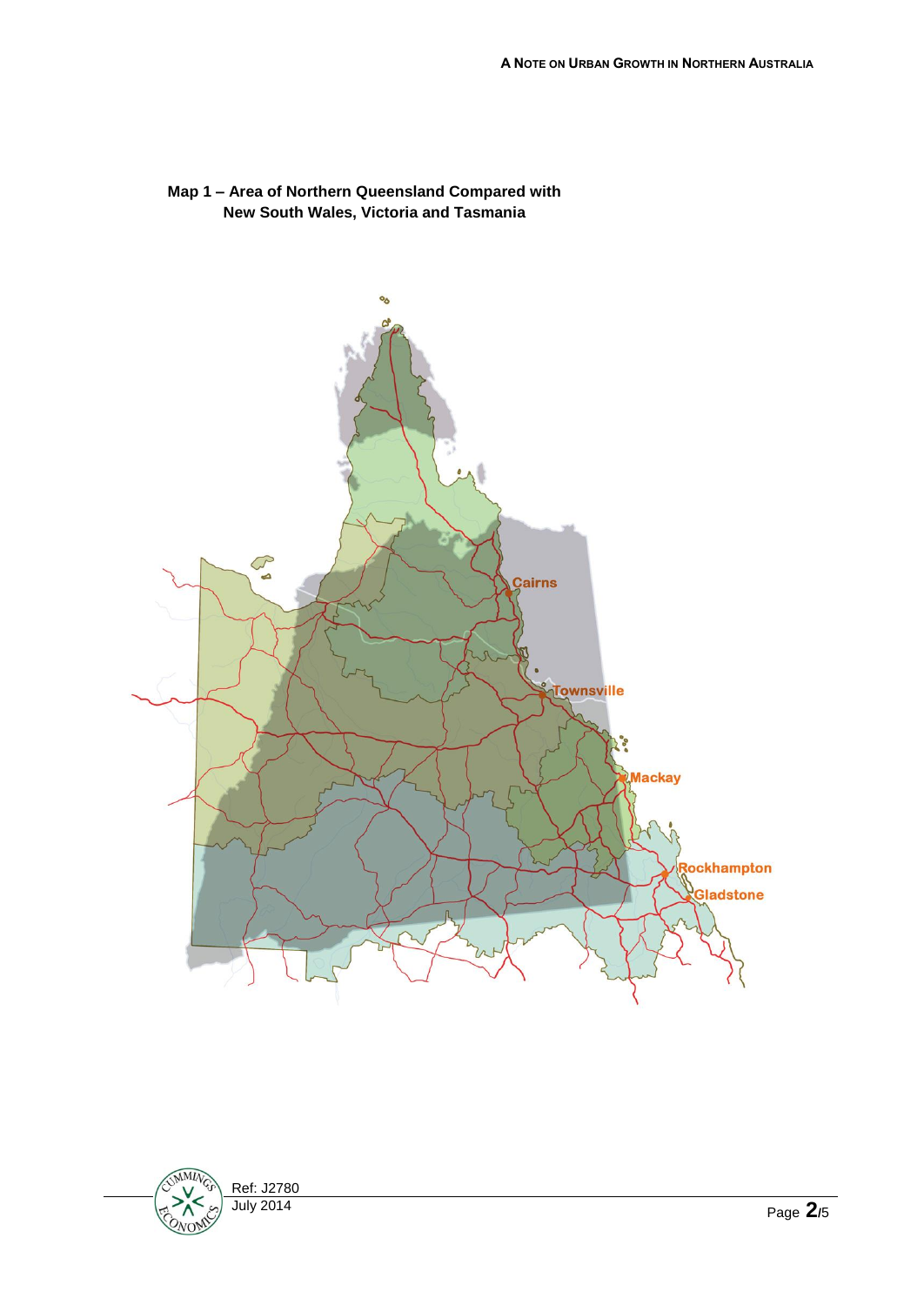**Map 1 – Area of Northern Queensland Compared with New South Wales, Victoria and Tasmania**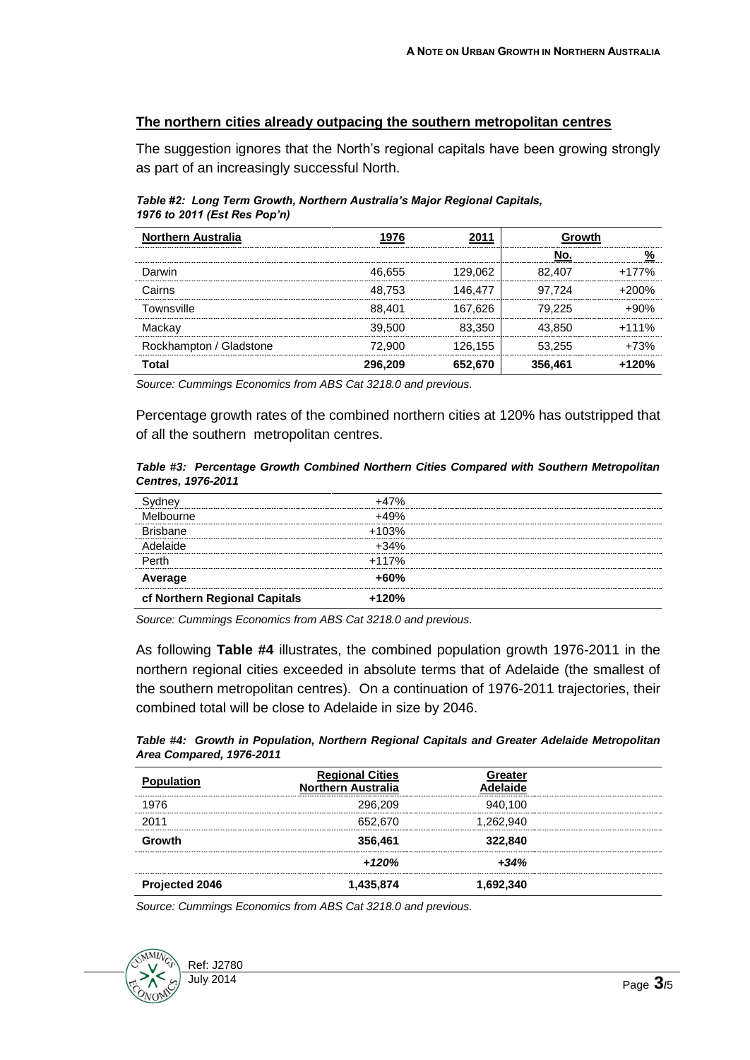## The northern cities already outpacing the southern metropolitan centres

The suggestion ignores that the North's regional capitals have been growing strongly as part of an increasingly successful North.

***Table #2: Long Term Growth, Northern Australia's Major Regional Capitals, 1976 to 2011 (Est Res Pop'n)***

| Northern Australia | 1976 | 2011 | Growth | |
|---|---|---|---|---|
| | | | No. | % |
| Darwin | 46,655 | 129,062 | 82,407 | +177% |
| Cairns | 48,753 | 146,477 | 97,724 | +200% |
| Townsville | 88,401 | 167,626 | 79,225 | +90% |
| Mackay | 39,500 | 83,350 | 43,850 | +111% |
| Rockhampton / Gladstone | 72,900 | 126,155 | 53,255 | +73% |
| **Total** | **296,209** | **652,670** | **356,461** | **+120%** |

*Source: Cummings Economics from ABS Cat 3218.0 and previous.*

Percentage growth rates of the combined northern cities at 120% has outstripped that of all the southern metropolitan centres.

***Table #3: Percentage Growth Combined Northern Cities Compared with Southern Metropolitan Centres, 1976-2011***

| | |
|---|---|
| Sydney | +47% |
| Melbourne | +49% |
| Brisbane | +103% |
| Adelaide | +34% |
| Perth | +117% |
| **Average** | **+60%** |
| **cf Northern Regional Capitals** | **+120%** |

*Source: Cummings Economics from ABS Cat 3218.0 and previous.*

As following **Table #4** illustrates, the combined population growth 1976-2011 in the northern regional cities exceeded in absolute terms that of Adelaide (the smallest of the southern metropolitan centres). On a continuation of 1976-2011 trajectories, their combined total will be close to Adelaide in size by 2046.

***Table #4: Growth in Population, Northern Regional Capitals and Greater Adelaide Metropolitan Area Compared, 1976-2011***

| Population | Regional Cities Northern Australia | Greater Adelaide |
|---|---|---|
| 1976 | 296,209 | 940,100 |
| 2011 | 652,670 | 1,262,940 |
| **Growth** | **356,461** | **322,840** |
| | ***+120%*** | ***+34%*** |
| **Projected 2046** | **1,435,874** | **1,692,340** |

*Source: Cummings Economics from ABS Cat 3218.0 and previous.*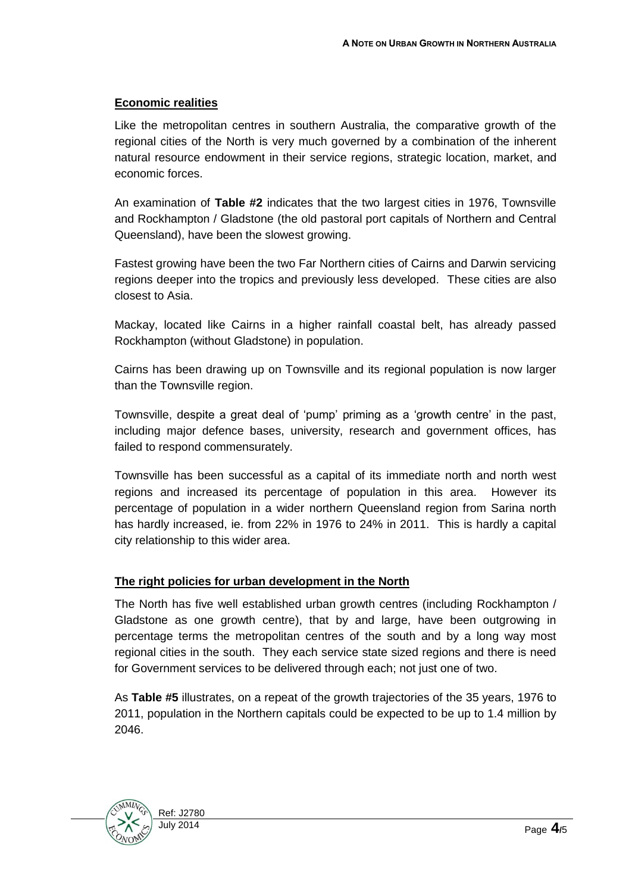## Economic realities

Like the metropolitan centres in southern Australia, the comparative growth of the regional cities of the North is very much governed by a combination of the inherent natural resource endowment in their service regions, strategic location, market, and economic forces.

An examination of **Table #2** indicates that the two largest cities in 1976, Townsville and Rockhampton / Gladstone (the old pastoral port capitals of Northern and Central Queensland), have been the slowest growing.

Fastest growing have been the two Far Northern cities of Cairns and Darwin servicing regions deeper into the tropics and previously less developed. These cities are also closest to Asia.

Mackay, located like Cairns in a higher rainfall coastal belt, has already passed Rockhampton (without Gladstone) in population.

Cairns has been drawing up on Townsville and its regional population is now larger than the Townsville region.

Townsville, despite a great deal of 'pump' priming as a 'growth centre' in the past, including major defence bases, university, research and government offices, has failed to respond commensurately.

Townsville has been successful as a capital of its immediate north and north west regions and increased its percentage of population in this area. However its percentage of population in a wider northern Queensland region from Sarina north has hardly increased, ie. from 22% in 1976 to 24% in 2011. This is hardly a capital city relationship to this wider area.

## The right policies for urban development in the North

The North has five well established urban growth centres (including Rockhampton / Gladstone as one growth centre), that by and large, have been outgrowing in percentage terms the metropolitan centres of the south and by a long way most regional cities in the south. They each service state sized regions and there is need for Government services to be delivered through each; not just one of two.

As **Table #5** illustrates, on a repeat of the growth trajectories of the 35 years, 1976 to 2011, population in the Northern capitals could be expected to be up to 1.4 million by 2046.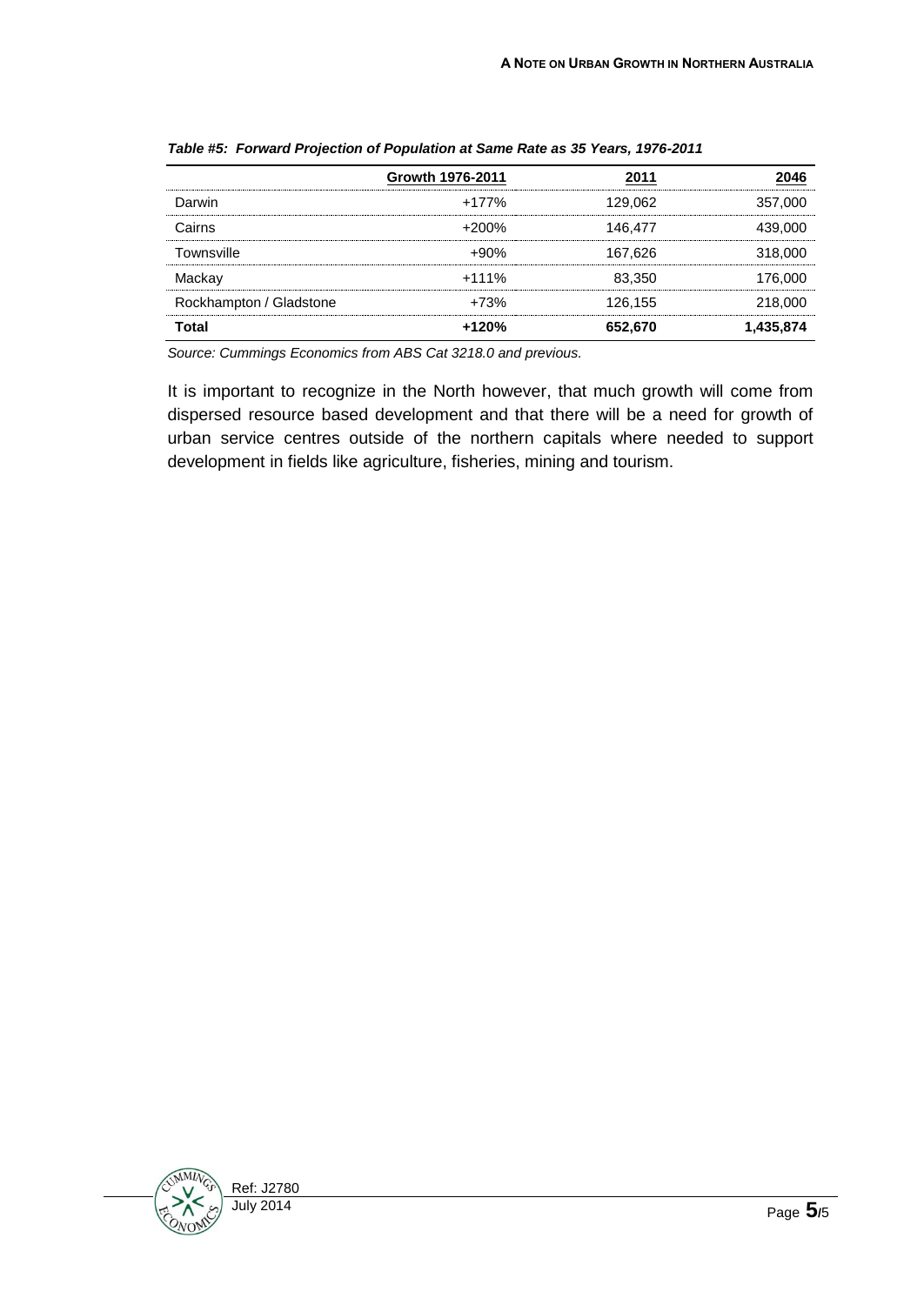*Table #5: Forward Projection of Population at Same Rate as 35 Years, 1976-2011*

| | Growth 1976-2011 | 2011 | 2046 |
|---|---|---|---|
| Darwin | +177% | 129,062 | 357,000 |
| Cairns | +200% | 146,477 | 439,000 |
| Townsville | +90% | 167,626 | 318,000 |
| Mackay | +111% | 83,350 | 176,000 |
| Rockhampton / Gladstone | +73% | 126,155 | 218,000 |
| **Total** | **+120%** | **652,670** | **1,435,874** |

*Source: Cummings Economics from ABS Cat 3218.0 and previous.*

It is important to recognize in the North however, that much growth will come from dispersed resource based development and that there will be a need for growth of urban service centres outside of the northern capitals where needed to support development in fields like agriculture, fisheries, mining and tourism.